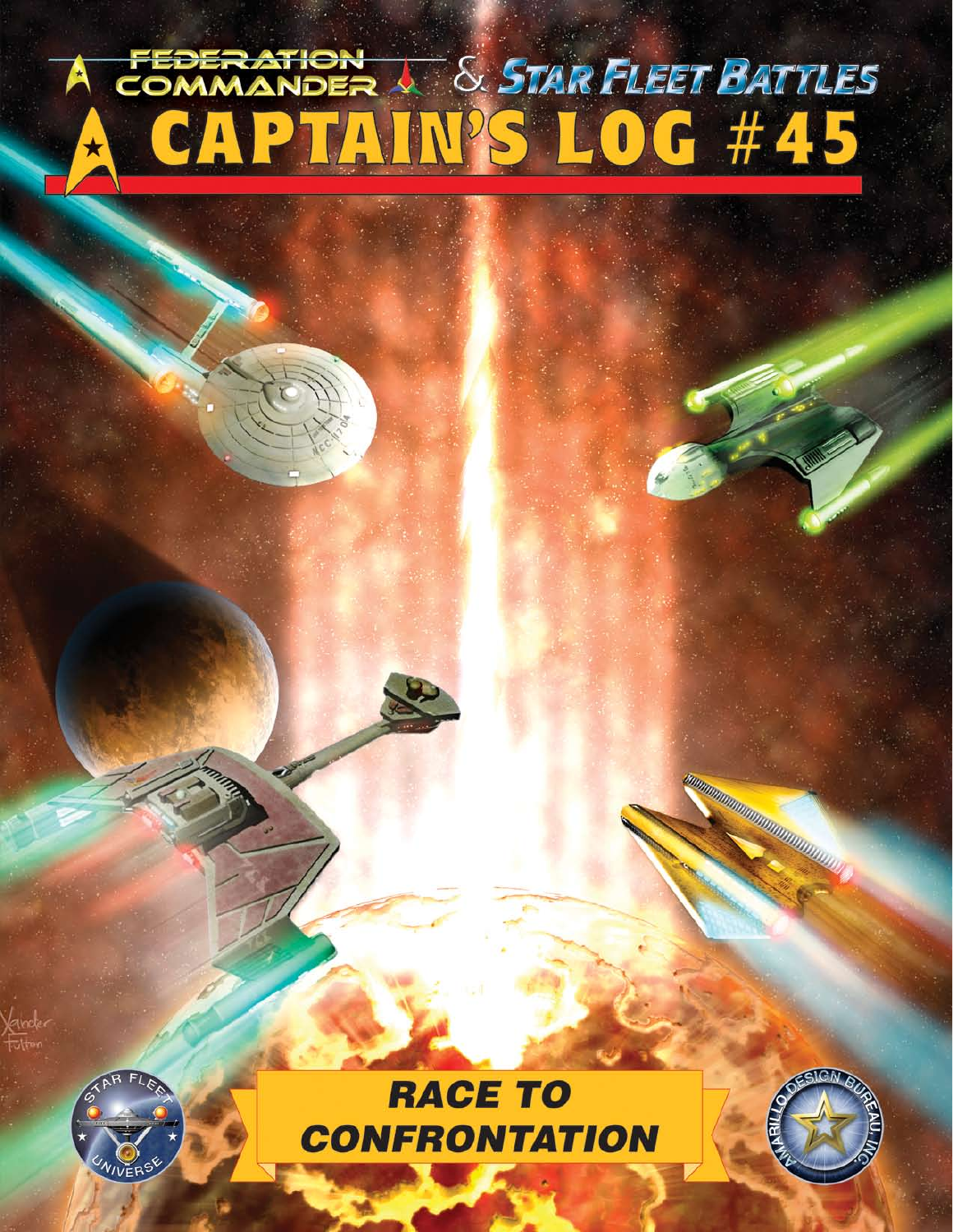# FEDERATION COMMANDER & STAR FLEET BATTLES

# CAPTAIN'S LOG #45

## RACE TO CONFRONTATION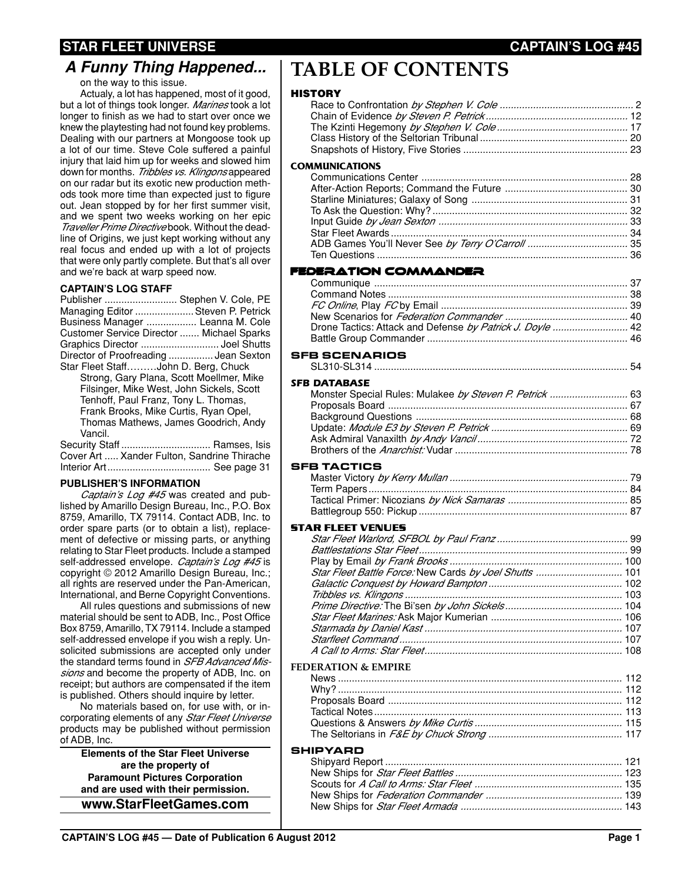## *A Funny Thing Happened...*

on the way to this issue.

Actualy, a lot has happened, most of it good, but a lot of things took longer. *Marines* took a lot longer to finish as we had to start over once we knew the playtesting had not found key problems. Dealing with our partners at Mongoose took up a lot of our time. Steve Cole suffered a painful injury that laid him up for weeks and slowed him down for months. *Tribbles vs. Klingons* appeared on our radar but its exotic new production methods took more time than expected just to figure out. Jean stopped by for her first summer visit, and we spent two weeks working on her epic *Traveller Prime Directive* book. Without the deadline of Origins, we just kept working without any real focus and ended up with a lot of projects that were only partly complete. But that's all over and we're back at warp speed now.

**CAPTAIN'S LOG STAFF**

Publisher .......................... Stephen V. Cole, PE
Managing Editor ..................... Steven P. Petrick
Business Manager .................. Leanna M. Cole
Customer Service Director ....... Michael Sparks
Graphics Director ........................... Joel Shutts
Director of Proofreading ................ Jean Sexton
Star Fleet Staff.........John D. Berg, Chuck Strong, Gary Plana, Scott Moellmer, Mike Filsinger, Mike West, John Sickels, Scott Tenhoff, Paul Franz, Tony L. Thomas, Frank Brooks, Mike Curtis, Ryan Opel, Thomas Mathews, James Goodrich, Andy Vancil.
Security Staff ................................ Ramses, Isis
Cover Art ..... Xander Fulton, Sandrine Thirache
Interior Art..................................... See page 31

**PUBLISHER'S INFORMATION**

*Captain's Log #45* was created and published by Amarillo Design Bureau, Inc., P.O. Box 8759, Amarillo, TX 79114. Contact ADB, Inc. to order spare parts (or to obtain a list), replacement of defective or missing parts, or anything relating to Star Fleet products. Include a stamped self-addressed envelope. *Captain's Log #45* is copyright © 2012 Amarillo Design Bureau, Inc.; all rights are reserved under the Pan-American, International, and Berne Copyright Conventions.

All rules questions and submissions of new material should be sent to ADB, Inc., Post Office Box 8759, Amarillo, TX 79114. Include a stamped self-addressed envelope if you wish a reply. Unsolicited submissions are accepted only under the standard terms found in *SFB Advanced Missions* and become the property of ADB, Inc. on receipt; but authors are compensated if the item is published. Others should inquire by letter.

No materials based on, for use with, or incorporating elements of any *Star Fleet Universe* products may be published without permission of ADB, Inc.

**Elements of the Star Fleet Universe are the property of Paramount Pictures Corporation and are used with their permission.**

**www.StarFleetGames.com**

# TABLE OF CONTENTS

### HISTORY

Race to Confrontation *by Stephen V. Cole* ............................................... 2
Chain of Evidence *by Steven P. Petrick* .................................................. 12
The Kzinti Hegemony *by Stephen V. Cole* .............................................. 17
Class History of the Seltorian Tribunal ..................................................... 20
Snapshots of History, Five Stories ........................................................... 23

### COMMUNICATIONS

Communications Center .......................................................................... 28
After-Action Reports; Command the Future ............................................ 30
Starline Miniatures; Galaxy of Song ........................................................ 31
To Ask the Question: Why? ...................................................................... 32
Input Guide *by Jean Sexton* ................................................................... 33
Star Fleet Awards ..................................................................................... 34
ADB Games You'll Never See *by Terry O'Carroll* .................................... 35
Ten Questions .......................................................................................... 36

### FEDERATION COMMANDER

Communique ........................................................................................... 37
Command Notes ...................................................................................... 38
*FC Online*, Play *FC* by Email .................................................................. 39
New Scenarios for *Federation Commander* ............................................ 40
Drone Tactics: Attack and Defense *by Patrick J. Doyle* ........................... 42
Battle Group Commander ........................................................................ 46

### SFB SCENARIOS

SL310-SL314 ........................................................................................... 54

### SFB DATABASE

Monster Special Rules: Mulakee *by Steven P. Petrick* ............................ 63
Proposals Board ...................................................................................... 67
Background Questions ............................................................................ 68
Update: *Module E3 by Steven P. Petrick* ................................................. 69
Ask Admiral Vanaxilth *by Andy Vancil* ...................................................... 72
Brothers of the *Anarchist:* Vudar ............................................................. 78

### SFB TACTICS

Master Victory *by Kerry Mullan* ................................................................ 79
Term Papers ............................................................................................. 84
Tactical Primer: Nicozians *by Nick Samaras* ........................................... 85
Battlegroup 550: Pickup ........................................................................... 87

### STAR FLEET VENUES

*Star Fleet Warlord, SFBOL by Paul Franz* ............................................... 99
*Battlestations Star Fleet* ........................................................................... 99
*Play by Email by Frank Brooks* .............................................................. 100
*Star Fleet Battle Force:* New Cards *by Joel Shutts* ............................... 101
*Galactic Conquest by Howard Bampton* ................................................ 102
*Tribbles vs. Klingons* .............................................................................. 103
*Prime Directive:* The Bi'sen *by John Sickels* ......................................... 104
*Star Fleet Marines:* Ask Major Kumerian ............................................... 106
*Starmada by Daniel Kast* ....................................................................... 107
*Starfleet Command* ................................................................................ 107
*A Call to Arms: Star Fleet* ....................................................................... 108

### FEDERATION & EMPIRE

News ...................................................................................................... 112
Why? ...................................................................................................... 112
Proposals Board .................................................................................... 112
Tactical Notes ......................................................................................... 113
Questions & Answers *by Mike Curtis* ..................................................... 115
The Seltorians in *F&E by Chuck Strong* ................................................ 117

### SHIPYARD

Shipyard Report ..................................................................................... 121
New Ships for *Star Fleet Battles* ............................................................ 123
Scouts for *A Call to Arms: Star Fleet* ..................................................... 135
New Ships for *Federation Commander* .................................................. 139
New Ships for *Star Fleet Armada* ........................................................... 143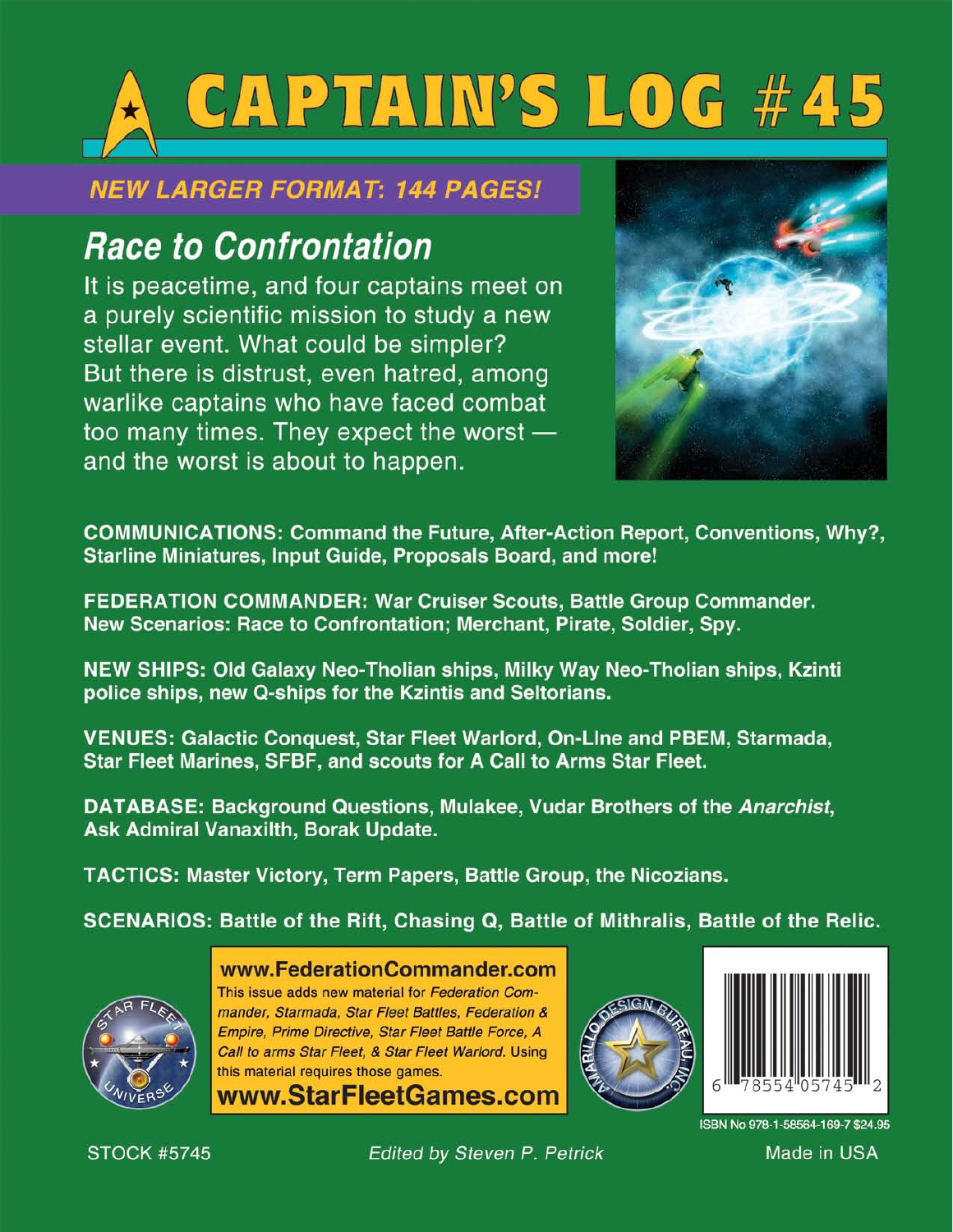# CAPTAIN'S LOG #45

**NEW LARGER FORMAT: 144 PAGES!**

## Race to Confrontation

It is peacetime, and four captains meet on a purely scientific mission to study a new stellar event. What could be simpler? But there is distrust, even hatred, among warlike captains who have faced combat too many times. They expect the worst — and the worst is about to happen.

**COMMUNICATIONS: Command the Future, After-Action Report, Conventions, Why?, Starline Miniatures, Input Guide, Proposals Board, and more!**

**FEDERATION COMMANDER: War Cruiser Scouts, Battle Group Commander. New Scenarios: Race to Confrontation; Merchant, Pirate, Soldier, Spy.**

**NEW SHIPS: Old Galaxy Neo-Tholian ships, Milky Way Neo-Tholian ships, Kzinti police ships, new Q-ships for the Kzintis and Seltorians.**

**VENUES: Galactic Conquest, Star Fleet Warlord, On-LIne and PBEM, Starmada, Star Fleet Marines, SFBF, and scouts for A Call to Arms Star Fleet.**

**DATABASE: Background Questions, Mulakee, Vudar Brothers of the *Anarchist*, Ask Admiral Vanaxilth, Borak Update.**

**TACTICS: Master Victory, Term Papers, Battle Group, the Nicozians.**

**SCENARIOS: Battle of the Rift, Chasing Q, Battle of Mithralis, Battle of the Relic.**

**www.FederationCommander.com**

This issue adds new material for *Federation Commander, Starmada, Star Fleet Battles, Federation & Empire, Prime Directive, Star Fleet Battle Force, A Call to arms Star Fleet, & Star Fleet Warlord.* Using this material requires those games.

**www.StarFleetGames.com**

6 78554 05745 2

ISBN No 978-1-58564-169-7 $24.95

STOCK #5745

*Edited by Steven P. Petrick*

Made in USA